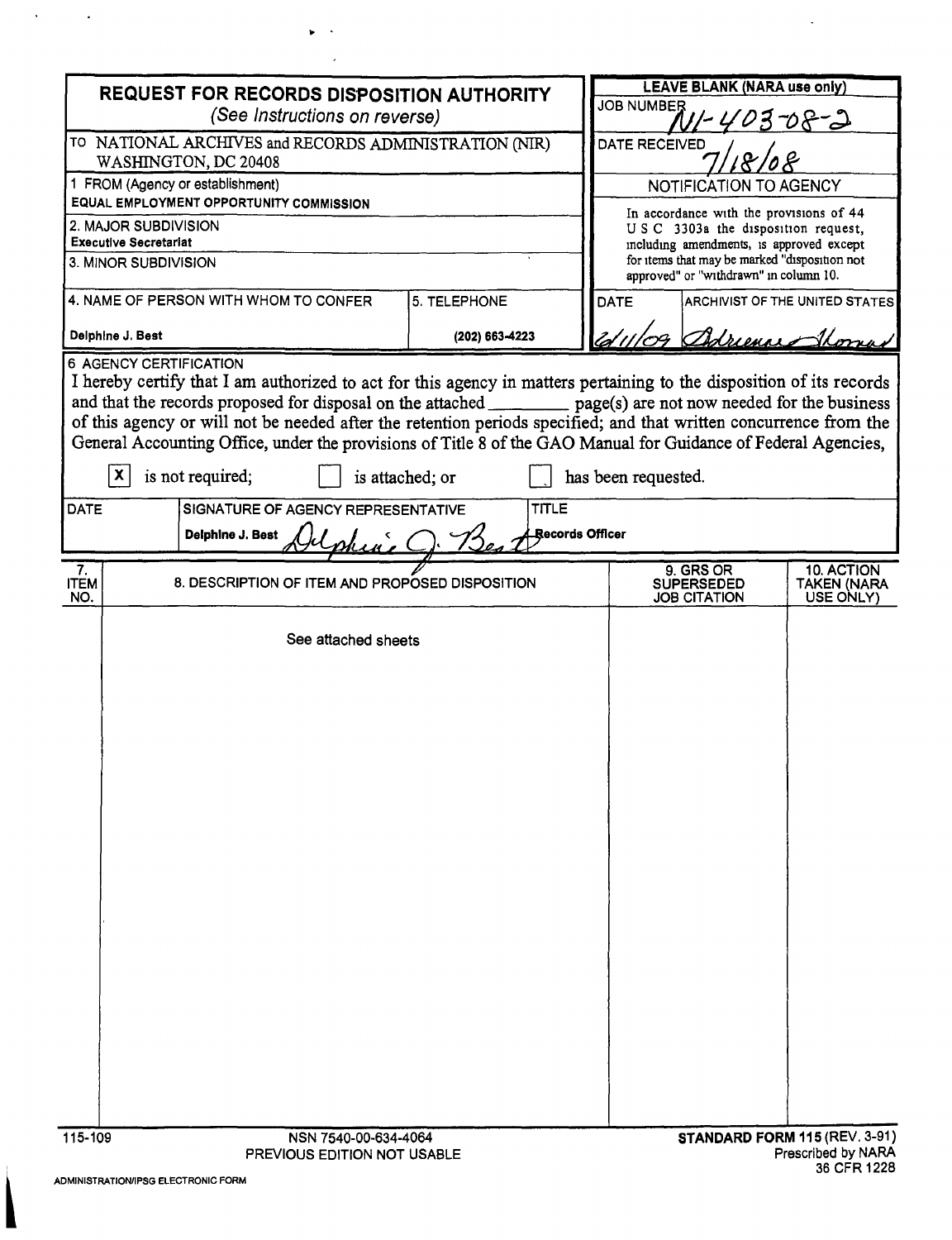# REQUEST FOR RECORDS DISPOSITION AUTHORITY

*(See Instructions on reverse)*

| | |
|---|---|
| TO NATIONAL ARCHIVES and RECORDS ADMINISTRATION (NIR) WASHINGTON, DC 20408 | **LEAVE BLANK (NARA use only)** |
| | JOB NUMBER N1-403-08-2 |
| | DATE RECEIVED 7/18/08 |
| 1 FROM (Agency or establishment) **EQUAL EMPLOYMENT OPPORTUNITY COMMISSION** | NOTIFICATION TO AGENCY |
| 2. MAJOR SUBDIVISION **Executive Secretariat** | In accordance with the provisions of 44 U S C 3303a the disposition request, including amendments, is approved except for items that may be marked "disposition not approved" or "withdrawn" in column 10. |
| 3. MINOR SUBDIVISION | |

| 4. NAME OF PERSON WITH WHOM TO CONFER | 5. TELEPHONE | DATE | ARCHIVIST OF THE UNITED STATES |
|---|---|---|---|
| Delphine J. Best | (202) 663-4223 | 2/11/09 | Adrienne Thomas |

**6 AGENCY CERTIFICATION**

I hereby certify that I am authorized to act for this agency in matters pertaining to the disposition of its records and that the records proposed for disposal on the attached ________ page(s) are not now needed for the business of this agency or will not be needed after the retention periods specified; and that written concurrence from the General Accounting Office, under the provisions of Title 8 of the GAO Manual for Guidance of Federal Agencies,

[X] is not required; [ ] is attached; or [ ] has been requested.

| DATE | SIGNATURE OF AGENCY REPRESENTATIVE | TITLE |
|---|---|---|
| | Delphine J. Best *Delphine J. Best* | Records Officer |

| 7. ITEM NO. | 8. DESCRIPTION OF ITEM AND PROPOSED DISPOSITION | 9. GRS OR SUPERSEDED JOB CITATION | 10. ACTION TAKEN (NARA USE ONLY) |
|---|---|---|---|
| | See attached sheets | | |

115-109 NSN 7540-00-634-4064 PREVIOUS EDITION NOT USABLE

**STANDARD FORM 115** (REV. 3-91) Prescribed by NARA 36 CFR 1228

ADMINISTRATION/IPSG ELECTRONIC FORM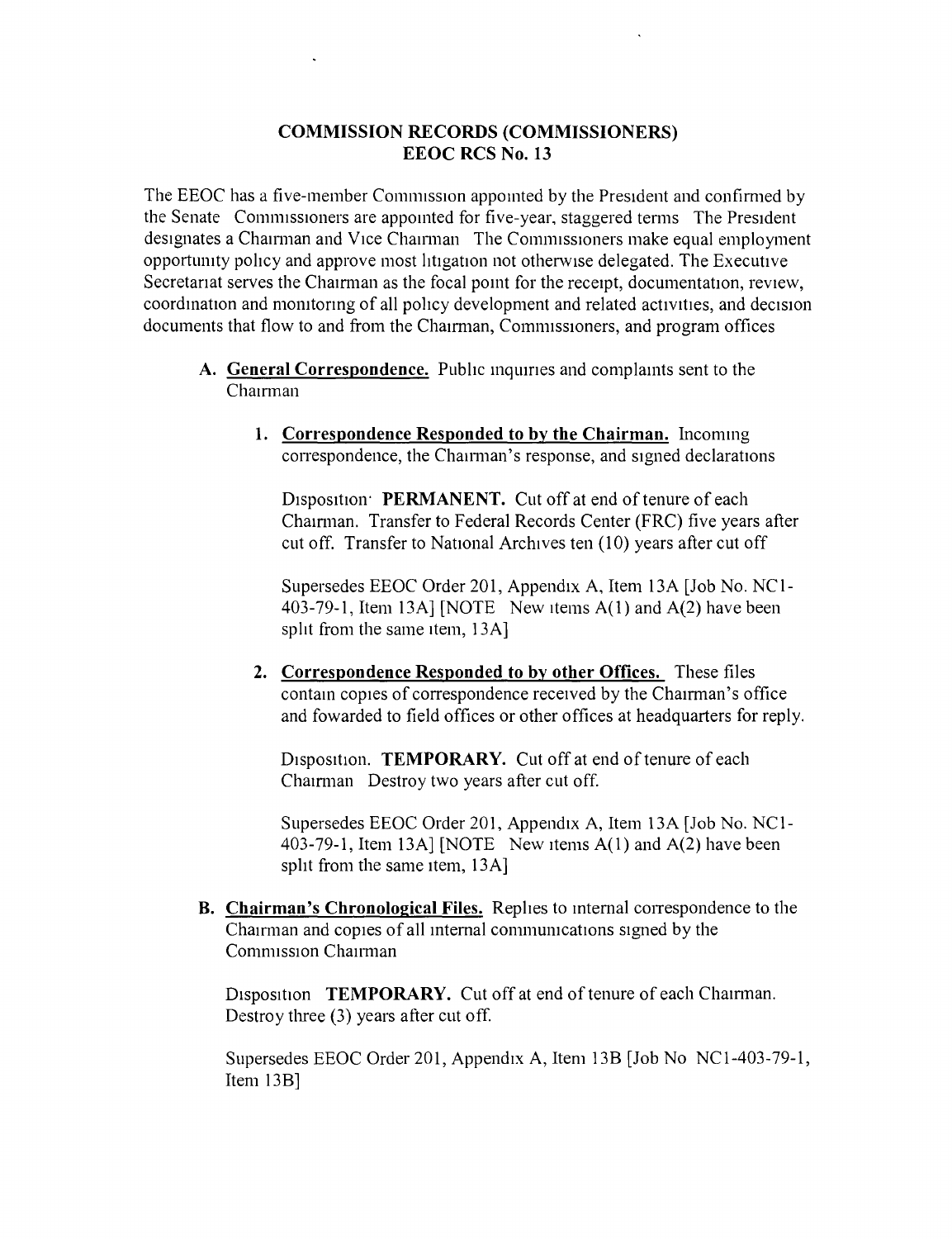# COMMISSION RECORDS (COMMISSIONERS)
## EEOC RCS No. 13

The EEOC has a five-member Commission appointed by the President and confirmed by the Senate Commissioners are appointed for five-year, staggered terms The President designates a Chairman and Vice Chairman The Commissioners make equal employment opportunity policy and approve most litigation not otherwise delegated. The Executive Secretariat serves the Chairman as the focal point for the receipt, documentation, review, coordination and monitoring of all policy development and related activities, and decision documents that flow to and from the Chairman, Commissioners, and program offices

**A. General Correspondence.** Public inquiries and complaints sent to the Chairman

**1. Correspondence Responded to by the Chairman.** Incoming correspondence, the Chairman's response, and signed declarations

Disposition· **PERMANENT.** Cut off at end of tenure of each Chairman. Transfer to Federal Records Center (FRC) five years after cut off. Transfer to National Archives ten (10) years after cut off

Supersedes EEOC Order 201, Appendix A, Item 13A [Job No. NC1-403-79-1, Item 13A] [NOTE New items A(1) and A(2) have been split from the same item, 13A]

**2. Correspondence Responded to by other Offices.** These files contain copies of correspondence received by the Chairman's office and fowarded to field offices or other offices at headquarters for reply.

Disposition. **TEMPORARY.** Cut off at end of tenure of each Chairman Destroy two years after cut off.

Supersedes EEOC Order 201, Appendix A, Item 13A [Job No. NC1-403-79-1, Item 13A] [NOTE New items A(1) and A(2) have been split from the same item, 13A]

**B. Chairman's Chronological Files.** Replies to internal correspondence to the Chairman and copies of all internal communications signed by the Commission Chairman

Disposition **TEMPORARY.** Cut off at end of tenure of each Chairman. Destroy three (3) years after cut off.

Supersedes EEOC Order 201, Appendix A, Item 13B [Job No NC1-403-79-1, Item 13B]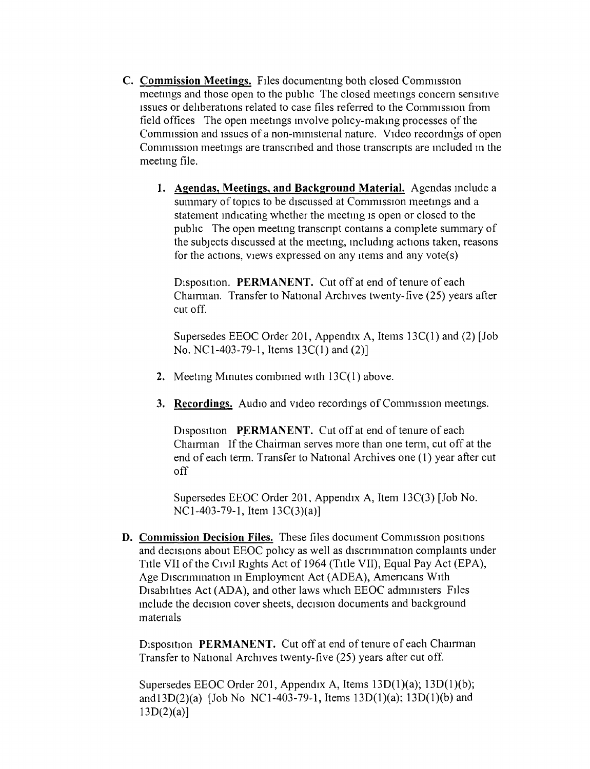**C. Commission Meetings.** Files documenting both closed Commission meetings and those open to the public The closed meetings concern sensitive issues or deliberations related to case files referred to the Commission from field offices The open meetings involve policy-making processes of the Commission and issues of a non-ministerial nature. Video recordings of open Commission meetings are transcribed and those transcripts are included in the meeting file.

1. **Agendas, Meetings, and Background Material.** Agendas include a summary of topics to be discussed at Commission meetings and a statement indicating whether the meeting is open or closed to the public The open meeting transcript contains a complete summary of the subjects discussed at the meeting, including actions taken, reasons for the actions, views expressed on any items and any vote(s)

   Disposition. **PERMANENT.** Cut off at end of tenure of each Chairman. Transfer to National Archives twenty-five (25) years after cut off.

   Supersedes EEOC Order 201, Appendix A, Items 13C(1) and (2) [Job No. NC1-403-79-1, Items 13C(1) and (2)]

2. Meeting Minutes combined with 13C(1) above.

3. **Recordings.** Audio and video recordings of Commission meetings.

   Disposition **PERMANENT.** Cut off at end of tenure of each Chairman If the Chairman serves more than one term, cut off at the end of each term. Transfer to National Archives one (1) year after cut off

   Supersedes EEOC Order 201, Appendix A, Item 13C(3) [Job No. NC1-403-79-1, Item 13C(3)(a)]

**D. Commission Decision Files.** These files document Commission positions and decisions about EEOC policy as well as discrimination complaints under Title VII of the Civil Rights Act of 1964 (Title VII), Equal Pay Act (EPA), Age Discrimination in Employment Act (ADEA), Americans With Disabilities Act (ADA), and other laws which EEOC administers Files include the decision cover sheets, decision documents and background materials

Disposition **PERMANENT.** Cut off at end of tenure of each Chairman Transfer to National Archives twenty-five (25) years after cut off.

Supersedes EEOC Order 201, Appendix A, Items 13D(1)(a); 13D(1)(b); and13D(2)(a) [Job No NC1-403-79-1, Items 13D(1)(a); 13D(1)(b) and 13D(2)(a)]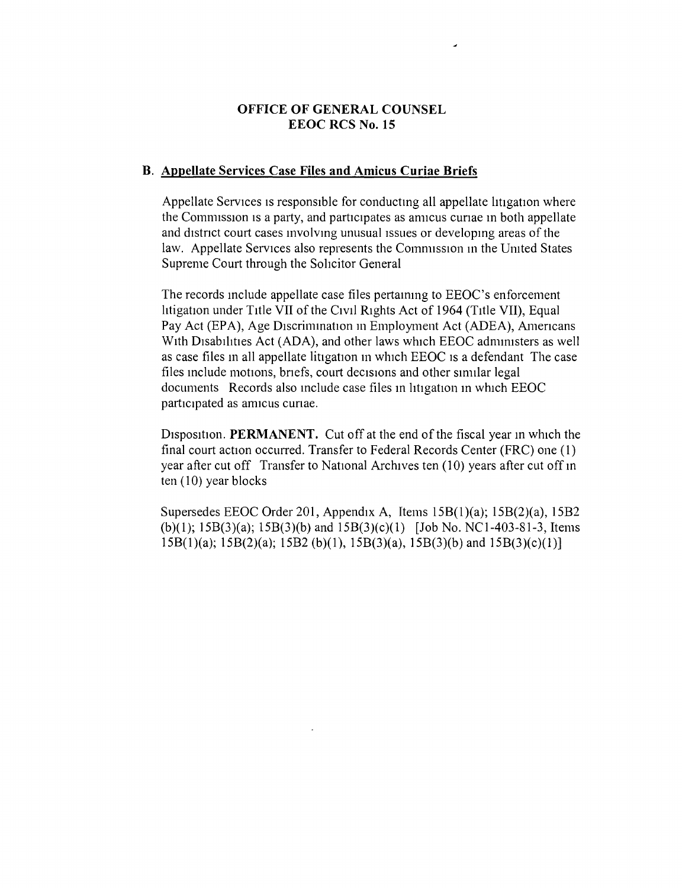# OFFICE OF GENERAL COUNSEL
# EEOC RCS No. 15

## B. Appellate Services Case Files and Amicus Curiae Briefs

Appellate Services is responsible for conducting all appellate litigation where the Commission is a party, and participates as amicus curiae in both appellate and district court cases involving unusual issues or developing areas of the law. Appellate Services also represents the Commission in the United States Supreme Court through the Solicitor General

The records include appellate case files pertaining to EEOC's enforcement litigation under Title VII of the Civil Rights Act of 1964 (Title VII), Equal Pay Act (EPA), Age Discrimination in Employment Act (ADEA), Americans With Disabilities Act (ADA), and other laws which EEOC administers as well as case files in all appellate litigation in which EEOC is a defendant The case files include motions, briefs, court decisions and other similar legal documents Records also include case files in litigation in which EEOC participated as amicus curiae.

Disposition. **PERMANENT.** Cut off at the end of the fiscal year in which the final court action occurred. Transfer to Federal Records Center (FRC) one (1) year after cut off Transfer to National Archives ten (10) years after cut off in ten (10) year blocks

Supersedes EEOC Order 201, Appendix A, Items 15B(1)(a); 15B(2)(a), 15B2 (b)(1); 15B(3)(a); 15B(3)(b) and 15B(3)(c)(1) [Job No. NC1-403-81-3, Items 15B(1)(a); 15B(2)(a); 15B2 (b)(1), 15B(3)(a), 15B(3)(b) and 15B(3)(c)(1)]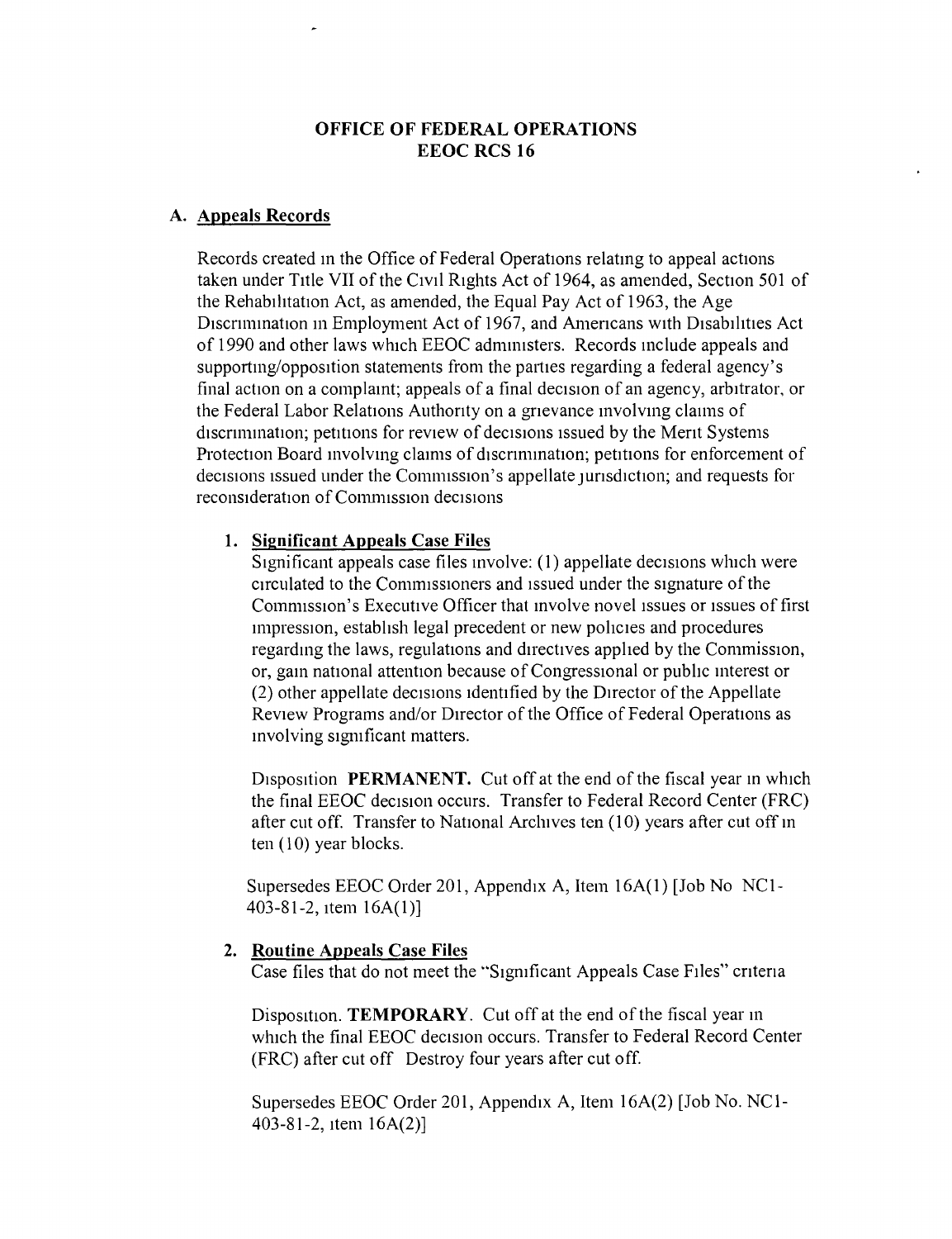# OFFICE OF FEDERAL OPERATIONS
# EEOC RCS 16

## A. Appeals Records

Records created in the Office of Federal Operations relating to appeal actions taken under Title VII of the Civil Rights Act of 1964, as amended, Section 501 of the Rehabilitation Act, as amended, the Equal Pay Act of 1963, the Age Discrimination in Employment Act of 1967, and Americans with Disabilities Act of 1990 and other laws which EEOC administers. Records include appeals and supporting/opposition statements from the parties regarding a federal agency's final action on a complaint; appeals of a final decision of an agency, arbitrator, or the Federal Labor Relations Authority on a grievance involving claims of discrimination; petitions for review of decisions issued by the Merit Systems Protection Board involving claims of discrimination; petitions for enforcement of decisions issued under the Commission's appellate jurisdiction; and requests for reconsideration of Commission decisions

### 1. Significant Appeals Case Files

Significant appeals case files involve: (1) appellate decisions which were circulated to the Commissioners and issued under the signature of the Commission's Executive Officer that involve novel issues or issues of first impression, establish legal precedent or new policies and procedures regarding the laws, regulations and directives applied by the Commission, or, gain national attention because of Congressional or public interest or (2) other appellate decisions identified by the Director of the Appellate Review Programs and/or Director of the Office of Federal Operations as involving significant matters.

Disposition **PERMANENT.** Cut off at the end of the fiscal year in which the final EEOC decision occurs. Transfer to Federal Record Center (FRC) after cut off. Transfer to National Archives ten (10) years after cut off in ten (10) year blocks.

Supersedes EEOC Order 201, Appendix A, Item 16A(1) [Job No NC1-403-81-2, item 16A(1)]

### 2. Routine Appeals Case Files

Case files that do not meet the "Significant Appeals Case Files" criteria

Disposition. **TEMPORARY**. Cut off at the end of the fiscal year in which the final EEOC decision occurs. Transfer to Federal Record Center (FRC) after cut off Destroy four years after cut off.

Supersedes EEOC Order 201, Appendix A, Item 16A(2) [Job No. NC1-403-81-2, item 16A(2)]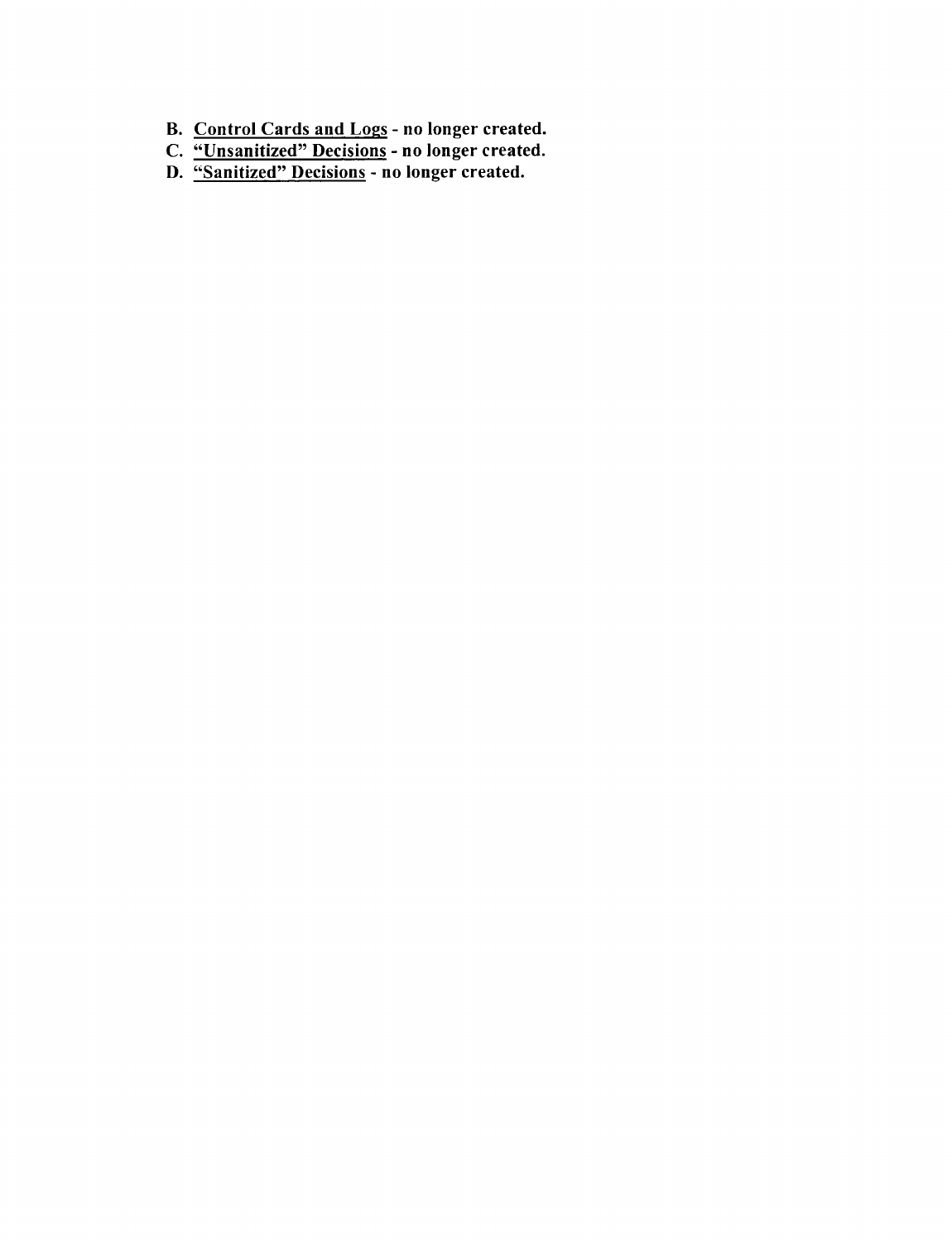**B. <u>Control Cards and Logs</u> - no longer created.**

**C. <u>"Unsanitized" Decisions</u> - no longer created.**

**D. <u>"Sanitized" Decisions</u> - no longer created.**